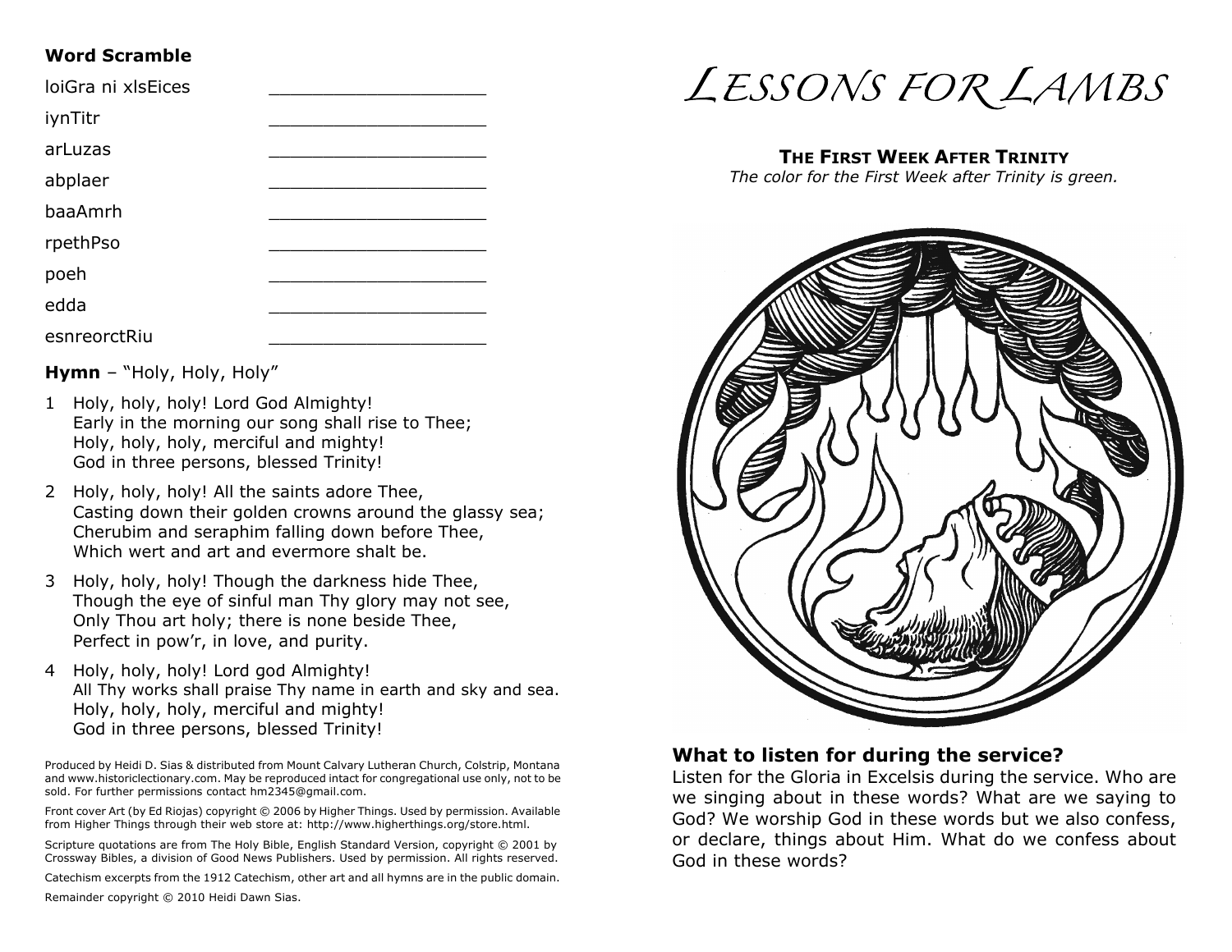**Word Scramble**

loiGra ni xlsEices ____________________

iynTitr ____________________

arLuzas ____________________

abplaer ____________________

baaAmrh ____________________

rpethPso ____________________

poeh ____________________

edda ____________________

esnreorctRiu ____________________

**Hymn** – "Holy, Holy, Holy"

1 Holy, holy, holy! Lord God Almighty!
Early in the morning our song shall rise to Thee;
Holy, holy, holy, merciful and mighty!
God in three persons, blessed Trinity!

2 Holy, holy, holy! All the saints adore Thee,
Casting down their golden crowns around the glassy sea;
Cherubim and seraphim falling down before Thee,
Which wert and art and evermore shalt be.

3 Holy, holy, holy! Though the darkness hide Thee,
Though the eye of sinful man Thy glory may not see,
Only Thou art holy; there is none beside Thee,
Perfect in pow'r, in love, and purity.

4 Holy, holy, holy! Lord god Almighty!
All Thy works shall praise Thy name in earth and sky and sea.
Holy, holy, holy, merciful and mighty!
God in three persons, blessed Trinity!

Produced by Heidi D. Sias & distributed from Mount Calvary Lutheran Church, Colstrip, Montana and www.historiclectionary.com. May be reproduced intact for congregational use only, not to be sold. For further permissions contact hm2345@gmail.com.

Front cover Art (by Ed Riojas) copyright © 2006 by Higher Things. Used by permission. Available from Higher Things through their web store at: http://www.higherthings.org/store.html.

Scripture quotations are from The Holy Bible, English Standard Version, copyright © 2001 by Crossway Bibles, a division of Good News Publishers. Used by permission. All rights reserved.

Catechism excerpts from the 1912 Catechism, other art and all hymns are in the public domain.

Remainder copyright © 2010 Heidi Dawn Sias.

# *Lessons for Lambs*

### The First Week After Trinity

*The color for the First Week after Trinity is green.*

### What to listen for during the service?

Listen for the Gloria in Excelsis during the service. Who are we singing about in these words? What are we saying to God? We worship God in these words but we also confess, or declare, things about Him. What do we confess about God in these words?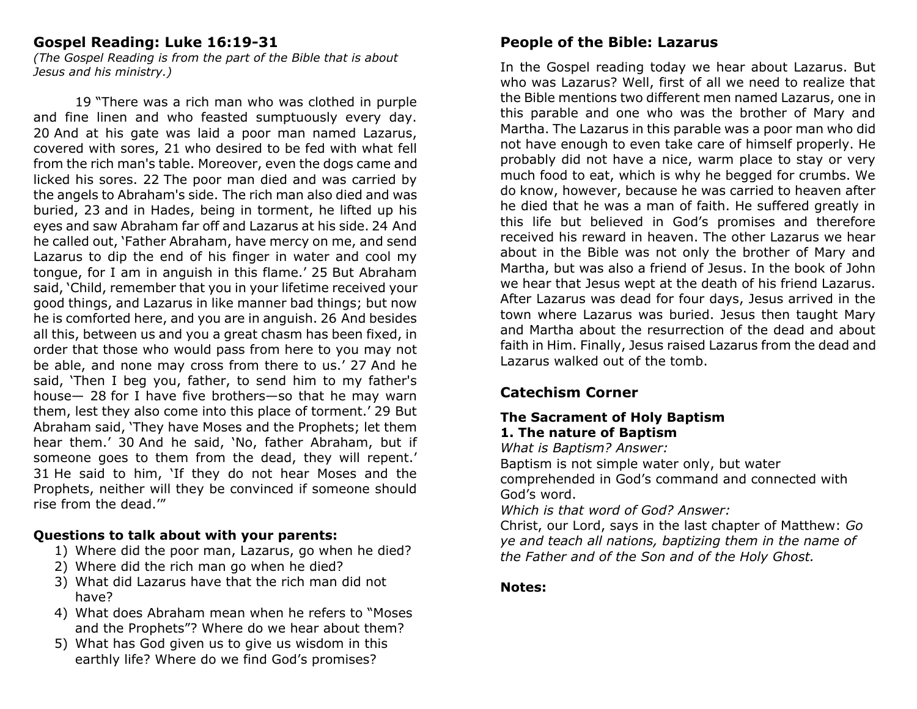## Gospel Reading: Luke 16:19-31

*(The Gospel Reading is from the part of the Bible that is about Jesus and his ministry.)*

19 "There was a rich man who was clothed in purple and fine linen and who feasted sumptuously every day. 20 And at his gate was laid a poor man named Lazarus, covered with sores, 21 who desired to be fed with what fell from the rich man's table. Moreover, even the dogs came and licked his sores. 22 The poor man died and was carried by the angels to Abraham's side. The rich man also died and was buried, 23 and in Hades, being in torment, he lifted up his eyes and saw Abraham far off and Lazarus at his side. 24 And he called out, 'Father Abraham, have mercy on me, and send Lazarus to dip the end of his finger in water and cool my tongue, for I am in anguish in this flame.' 25 But Abraham said, 'Child, remember that you in your lifetime received your good things, and Lazarus in like manner bad things; but now he is comforted here, and you are in anguish. 26 And besides all this, between us and you a great chasm has been fixed, in order that those who would pass from here to you may not be able, and none may cross from there to us.' 27 And he said, 'Then I beg you, father, to send him to my father's house— 28 for I have five brothers—so that he may warn them, lest they also come into this place of torment.' 29 But Abraham said, 'They have Moses and the Prophets; let them hear them.' 30 And he said, 'No, father Abraham, but if someone goes to them from the dead, they will repent.' 31 He said to him, 'If they do not hear Moses and the Prophets, neither will they be convinced if someone should rise from the dead.'"

**Questions to talk about with your parents:**

1) Where did the poor man, Lazarus, go when he died?
2) Where did the rich man go when he died?
3) What did Lazarus have that the rich man did not have?
4) What does Abraham mean when he refers to "Moses and the Prophets"? Where do we hear about them?
5) What has God given us to give us wisdom in this earthly life? Where do we find God's promises?

## People of the Bible: Lazarus

In the Gospel reading today we hear about Lazarus. But who was Lazarus? Well, first of all we need to realize that the Bible mentions two different men named Lazarus, one in this parable and one who was the brother of Mary and Martha. The Lazarus in this parable was a poor man who did not have enough to even take care of himself properly. He probably did not have a nice, warm place to stay or very much food to eat, which is why he begged for crumbs. We do know, however, because he was carried to heaven after he died that he was a man of faith. He suffered greatly in this life but believed in God's promises and therefore received his reward in heaven. The other Lazarus we hear about in the Bible was not only the brother of Mary and Martha, but was also a friend of Jesus. In the book of John we hear that Jesus wept at the death of his friend Lazarus. After Lazarus was dead for four days, Jesus arrived in the town where Lazarus was buried. Jesus then taught Mary and Martha about the resurrection of the dead and about faith in Him. Finally, Jesus raised Lazarus from the dead and Lazarus walked out of the tomb.

## Catechism Corner

**The Sacrament of Holy Baptism**
**1. The nature of Baptism**

*What is Baptism? Answer:*
Baptism is not simple water only, but water comprehended in God's command and connected with God's word.

*Which is that word of God? Answer:*
Christ, our Lord, says in the last chapter of Matthew: *Go ye and teach all nations, baptizing them in the name of the Father and of the Son and of the Holy Ghost.*

**Notes:**